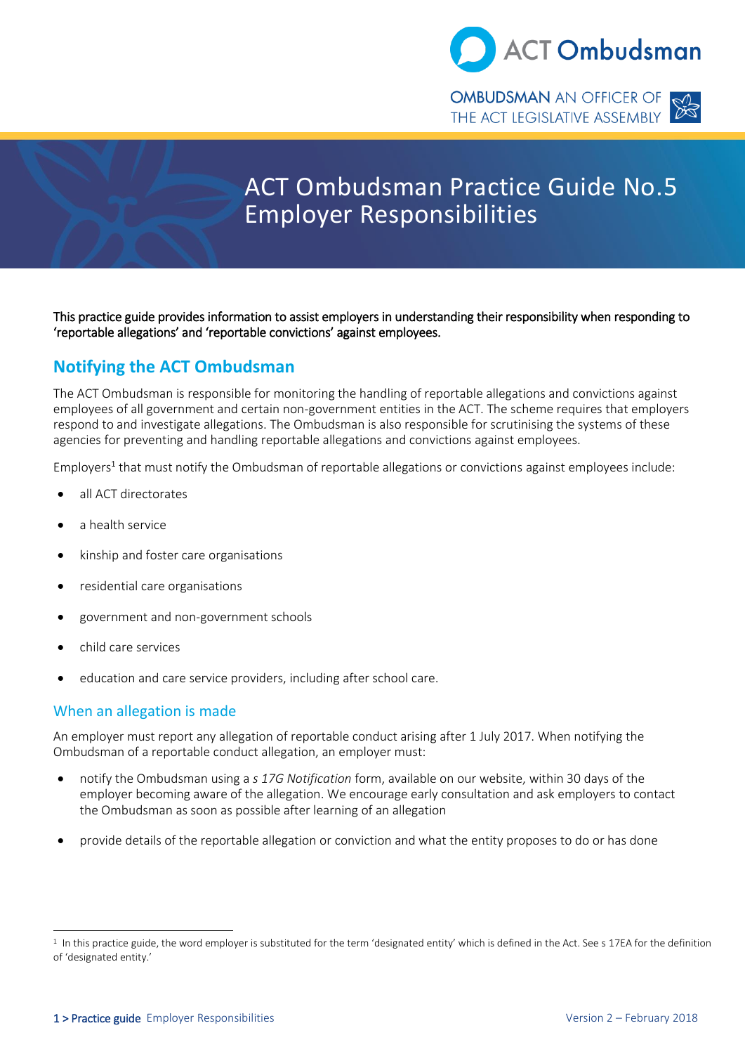# ACT Ombudsman Practice Guide No.5 Employer Responsibilities

This practice guide provides information to assist employers in understanding their responsibility when responding to 'reportable allegations' and 'reportable convictions' against employees.

## Notifying the ACT Ombudsman

The ACT Ombudsman is responsible for monitoring the handling of reportable allegations and convictions against employees of all government and certain non-government entities in the ACT. The scheme requires that employers respond to and investigate allegations. The Ombudsman is also responsible for scrutinising the systems of these agencies for preventing and handling reportable allegations and convictions against employees.

Employers[1] that must notify the Ombudsman of reportable allegations or convictions against employees include:

- all ACT directorates
- a health service
- kinship and foster care organisations
- residential care organisations
- government and non-government schools
- child care services
- education and care service providers, including after school care.

### When an allegation is made

An employer must report any allegation of reportable conduct arising after 1 July 2017. When notifying the Ombudsman of a reportable conduct allegation, an employer must:

- notify the Ombudsman using a *s 17G Notification* form, available on our website, within 30 days of the employer becoming aware of the allegation. We encourage early consultation and ask employers to contact the Ombudsman as soon as possible after learning of an allegation
- provide details of the reportable allegation or conviction and what the entity proposes to do or has done

[1] In this practice guide, the word employer is substituted for the term 'designated entity' which is defined in the Act. See s 17EA for the definition of 'designated entity.'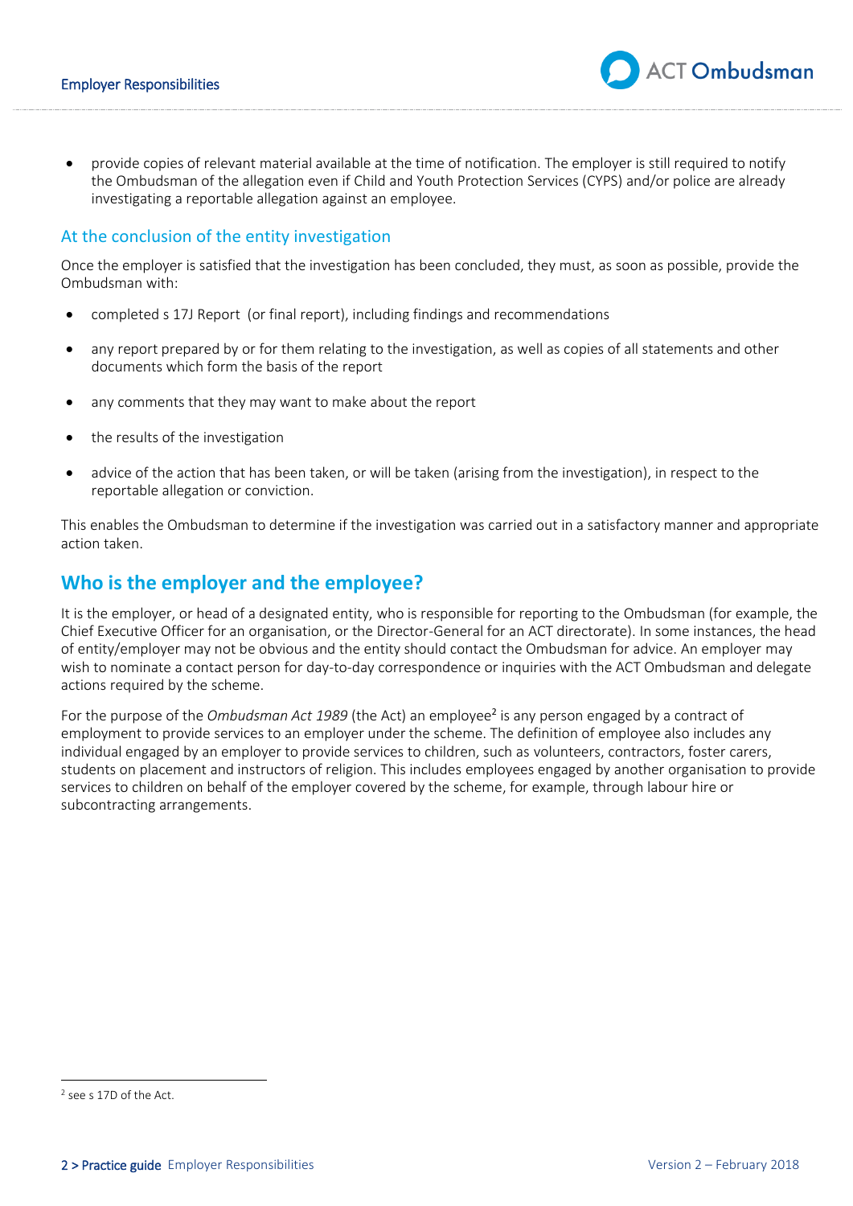- provide copies of relevant material available at the time of notification. The employer is still required to notify the Ombudsman of the allegation even if Child and Youth Protection Services (CYPS) and/or police are already investigating a reportable allegation against an employee.

### At the conclusion of the entity investigation

Once the employer is satisfied that the investigation has been concluded, they must, as soon as possible, provide the Ombudsman with:

- completed s 17J Report (or final report), including findings and recommendations
- any report prepared by or for them relating to the investigation, as well as copies of all statements and other documents which form the basis of the report
- any comments that they may want to make about the report
- the results of the investigation
- advice of the action that has been taken, or will be taken (arising from the investigation), in respect to the reportable allegation or conviction.

This enables the Ombudsman to determine if the investigation was carried out in a satisfactory manner and appropriate action taken.

## Who is the employer and the employee?

It is the employer, or head of a designated entity, who is responsible for reporting to the Ombudsman (for example, the Chief Executive Officer for an organisation, or the Director-General for an ACT directorate). In some instances, the head of entity/employer may not be obvious and the entity should contact the Ombudsman for advice. An employer may wish to nominate a contact person for day-to-day correspondence or inquiries with the ACT Ombudsman and delegate actions required by the scheme.

For the purpose of the *Ombudsman Act 1989* (the Act) an employee[2] is any person engaged by a contract of employment to provide services to an employer under the scheme. The definition of employee also includes any individual engaged by an employer to provide services to children, such as volunteers, contractors, foster carers, students on placement and instructors of religion. This includes employees engaged by another organisation to provide services to children on behalf of the employer covered by the scheme, for example, through labour hire or subcontracting arrangements.

[2] see s 17D of the Act.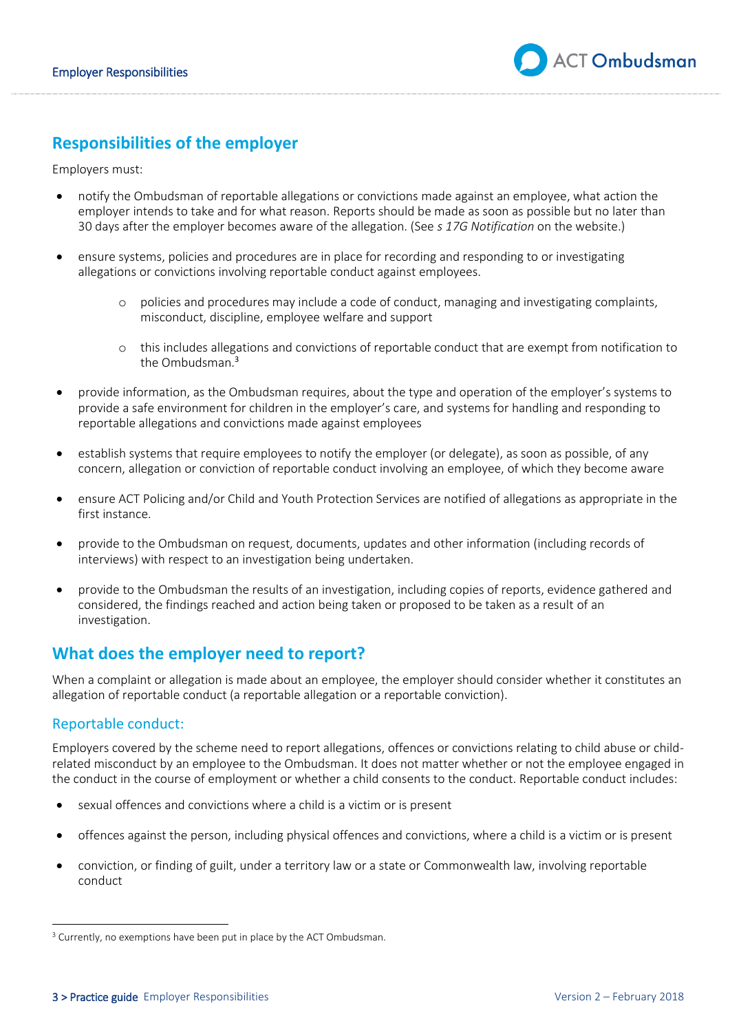## Responsibilities of the employer

Employers must:

- notify the Ombudsman of reportable allegations or convictions made against an employee, what action the employer intends to take and for what reason. Reports should be made as soon as possible but no later than 30 days after the employer becomes aware of the allegation. (See *s 17G Notification* on the website.)
- ensure systems, policies and procedures are in place for recording and responding to or investigating allegations or convictions involving reportable conduct against employees.
  - policies and procedures may include a code of conduct, managing and investigating complaints, misconduct, discipline, employee welfare and support
  - this includes allegations and convictions of reportable conduct that are exempt from notification to the Ombudsman.[3]
- provide information, as the Ombudsman requires, about the type and operation of the employer's systems to provide a safe environment for children in the employer's care, and systems for handling and responding to reportable allegations and convictions made against employees
- establish systems that require employees to notify the employer (or delegate), as soon as possible, of any concern, allegation or conviction of reportable conduct involving an employee, of which they become aware
- ensure ACT Policing and/or Child and Youth Protection Services are notified of allegations as appropriate in the first instance.
- provide to the Ombudsman on request, documents, updates and other information (including records of interviews) with respect to an investigation being undertaken.
- provide to the Ombudsman the results of an investigation, including copies of reports, evidence gathered and considered, the findings reached and action being taken or proposed to be taken as a result of an investigation.

## What does the employer need to report?

When a complaint or allegation is made about an employee, the employer should consider whether it constitutes an allegation of reportable conduct (a reportable allegation or a reportable conviction).

### Reportable conduct:

Employers covered by the scheme need to report allegations, offences or convictions relating to child abuse or child-related misconduct by an employee to the Ombudsman. It does not matter whether or not the employee engaged in the conduct in the course of employment or whether a child consents to the conduct. Reportable conduct includes:

- sexual offences and convictions where a child is a victim or is present
- offences against the person, including physical offences and convictions, where a child is a victim or is present
- conviction, or finding of guilt, under a territory law or a state or Commonwealth law, involving reportable conduct

[3] Currently, no exemptions have been put in place by the ACT Ombudsman.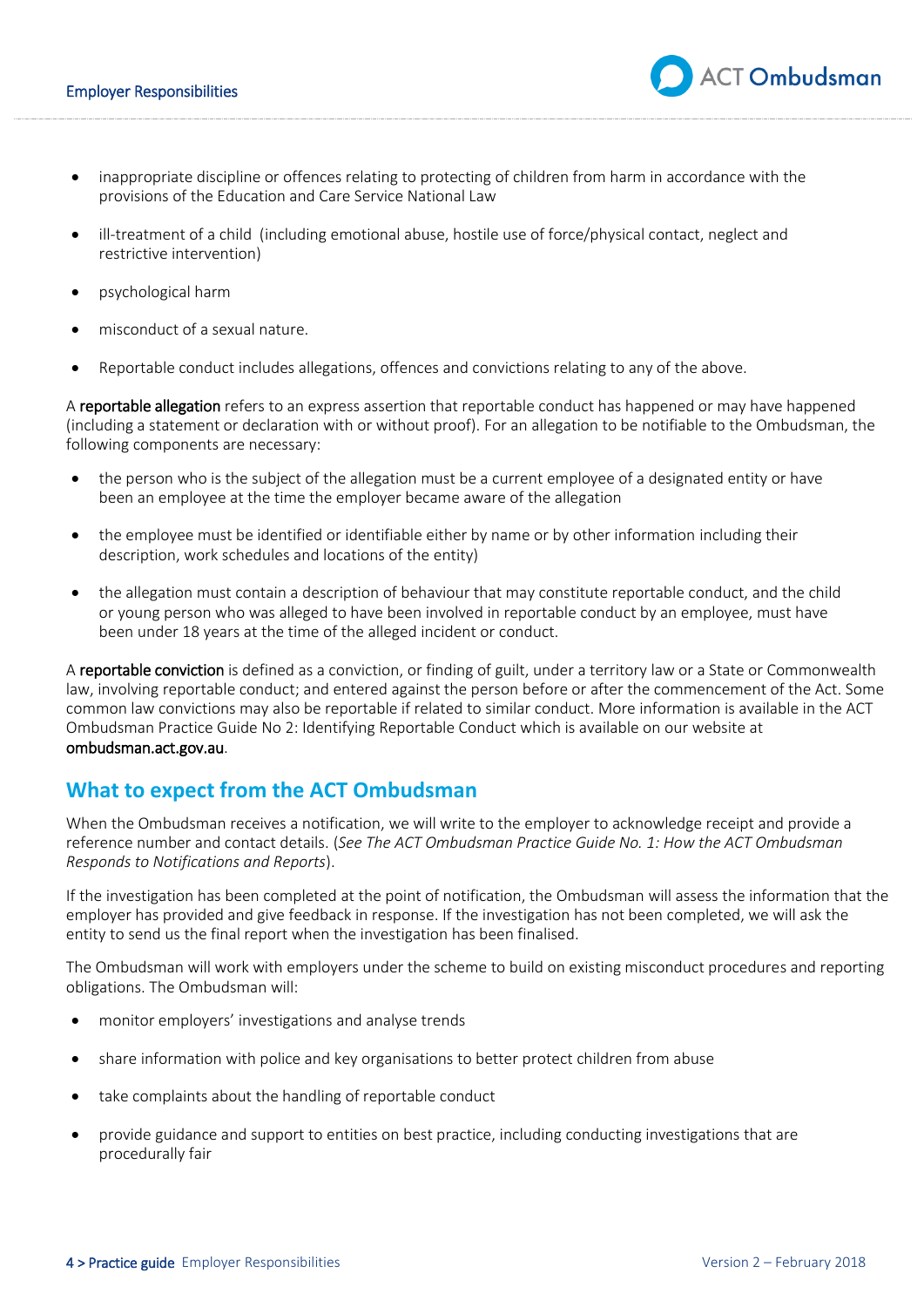- inappropriate discipline or offences relating to protecting of children from harm in accordance with the provisions of the Education and Care Service National Law
- ill-treatment of a child (including emotional abuse, hostile use of force/physical contact, neglect and restrictive intervention)
- psychological harm
- misconduct of a sexual nature.
- Reportable conduct includes allegations, offences and convictions relating to any of the above.

A **reportable allegation** refers to an express assertion that reportable conduct has happened or may have happened (including a statement or declaration with or without proof). For an allegation to be notifiable to the Ombudsman, the following components are necessary:

- the person who is the subject of the allegation must be a current employee of a designated entity or have been an employee at the time the employer became aware of the allegation
- the employee must be identified or identifiable either by name or by other information including their description, work schedules and locations of the entity)
- the allegation must contain a description of behaviour that may constitute reportable conduct, and the child or young person who was alleged to have been involved in reportable conduct by an employee, must have been under 18 years at the time of the alleged incident or conduct.

A **reportable conviction** is defined as a conviction, or finding of guilt, under a territory law or a State or Commonwealth law, involving reportable conduct; and entered against the person before or after the commencement of the Act. Some common law convictions may also be reportable if related to similar conduct. More information is available in the ACT Ombudsman Practice Guide No 2: Identifying Reportable Conduct which is available on our website at **ombudsman.act.gov.au**.

## What to expect from the ACT Ombudsman

When the Ombudsman receives a notification, we will write to the employer to acknowledge receipt and provide a reference number and contact details. (*See The ACT Ombudsman Practice Guide No. 1: How the ACT Ombudsman Responds to Notifications and Reports*).

If the investigation has been completed at the point of notification, the Ombudsman will assess the information that the employer has provided and give feedback in response. If the investigation has not been completed, we will ask the entity to send us the final report when the investigation has been finalised.

The Ombudsman will work with employers under the scheme to build on existing misconduct procedures and reporting obligations. The Ombudsman will:

- monitor employers' investigations and analyse trends
- share information with police and key organisations to better protect children from abuse
- take complaints about the handling of reportable conduct
- provide guidance and support to entities on best practice, including conducting investigations that are procedurally fair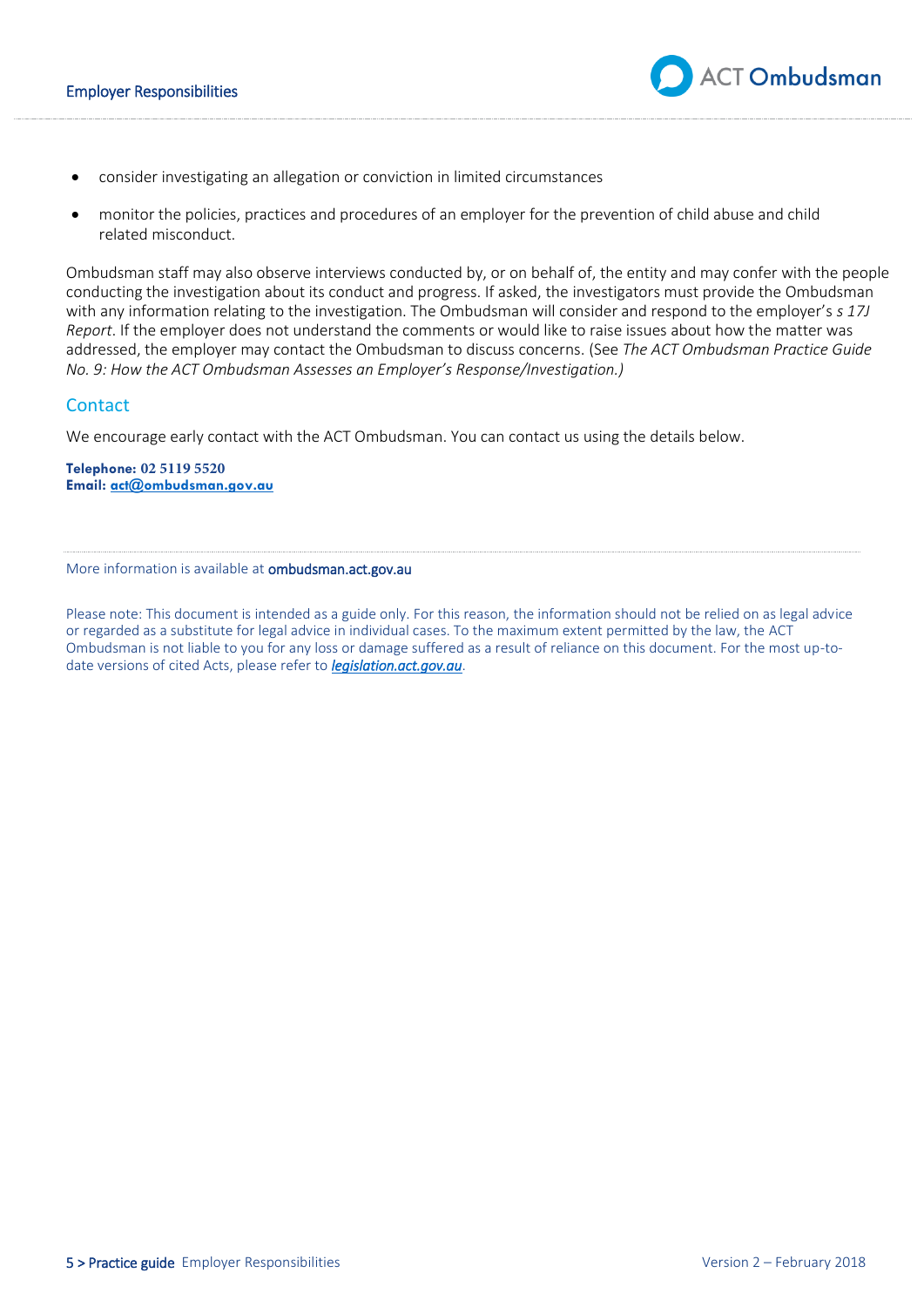- consider investigating an allegation or conviction in limited circumstances
- monitor the policies, practices and procedures of an employer for the prevention of child abuse and child related misconduct.

Ombudsman staff may also observe interviews conducted by, or on behalf of, the entity and may confer with the people conducting the investigation about its conduct and progress. If asked, the investigators must provide the Ombudsman with any information relating to the investigation. The Ombudsman will consider and respond to the employer's *s 17J Report*. If the employer does not understand the comments or would like to raise issues about how the matter was addressed, the employer may contact the Ombudsman to discuss concerns. (See *The ACT Ombudsman Practice Guide No. 9: How the ACT Ombudsman Assesses an Employer's Response/Investigation.)*

## Contact

We encourage early contact with the ACT Ombudsman. You can contact us using the details below.

**Telephone: 02 5119 5520**
**Email: act@ombudsman.gov.au**

More information is available at **ombudsman.act.gov.au**

Please note: This document is intended as a guide only. For this reason, the information should not be relied on as legal advice or regarded as a substitute for legal advice in individual cases. To the maximum extent permitted by the law, the ACT Ombudsman is not liable to you for any loss or damage suffered as a result of reliance on this document. For the most up-to-date versions of cited Acts, please refer to ***legislation.act.gov.au***.